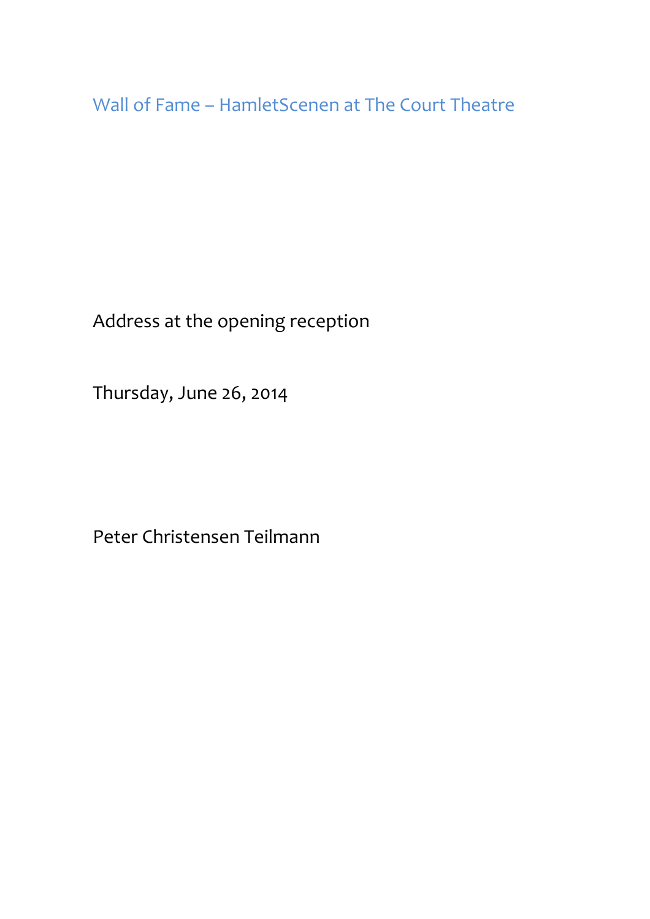# Wall of Fame – HamletScenen at The Court Theatre

Address at the opening reception

Thursday, June 26, 2014

Peter Christensen Teilmann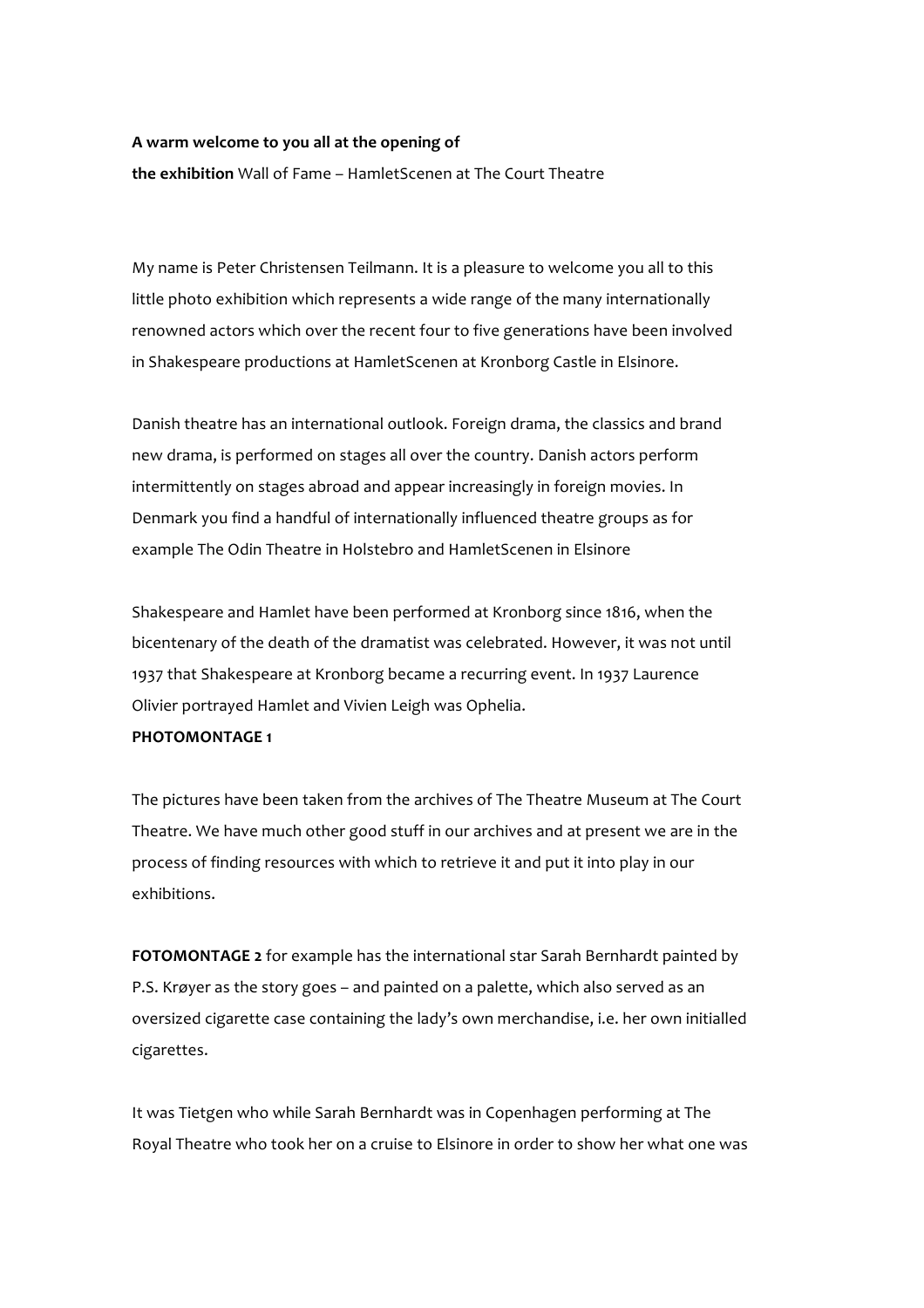**A warm welcome to you all at the opening of**

**the exhibition** Wall of Fame – HamletScenen at The Court Theatre

My name is Peter Christensen Teilmann. It is a pleasure to welcome you all to this little photo exhibition which represents a wide range of the many internationally renowned actors which over the recent four to five generations have been involved in Shakespeare productions at HamletScenen at Kronborg Castle in Elsinore.

Danish theatre has an international outlook. Foreign drama, the classics and brand new drama, is performed on stages all over the country. Danish actors perform intermittently on stages abroad and appear increasingly in foreign movies. In Denmark you find a handful of internationally influenced theatre groups as for example The Odin Theatre in Holstebro and HamletScenen in Elsinore

Shakespeare and Hamlet have been performed at Kronborg since 1816, when the bicentenary of the death of the dramatist was celebrated. However, it was not until 1937 that Shakespeare at Kronborg became a recurring event. In 1937 Laurence Olivier portrayed Hamlet and Vivien Leigh was Ophelia.

**PHOTOMONTAGE 1**

The pictures have been taken from the archives of The Theatre Museum at The Court Theatre. We have much other good stuff in our archives and at present we are in the process of finding resources with which to retrieve it and put it into play in our exhibitions.

**FOTOMONTAGE 2** for example has the international star Sarah Bernhardt painted by P.S. Krøyer as the story goes – and painted on a palette, which also served as an oversized cigarette case containing the lady's own merchandise, i.e. her own initialled cigarettes.

It was Tietgen who while Sarah Bernhardt was in Copenhagen performing at The Royal Theatre who took her on a cruise to Elsinore in order to show her what one was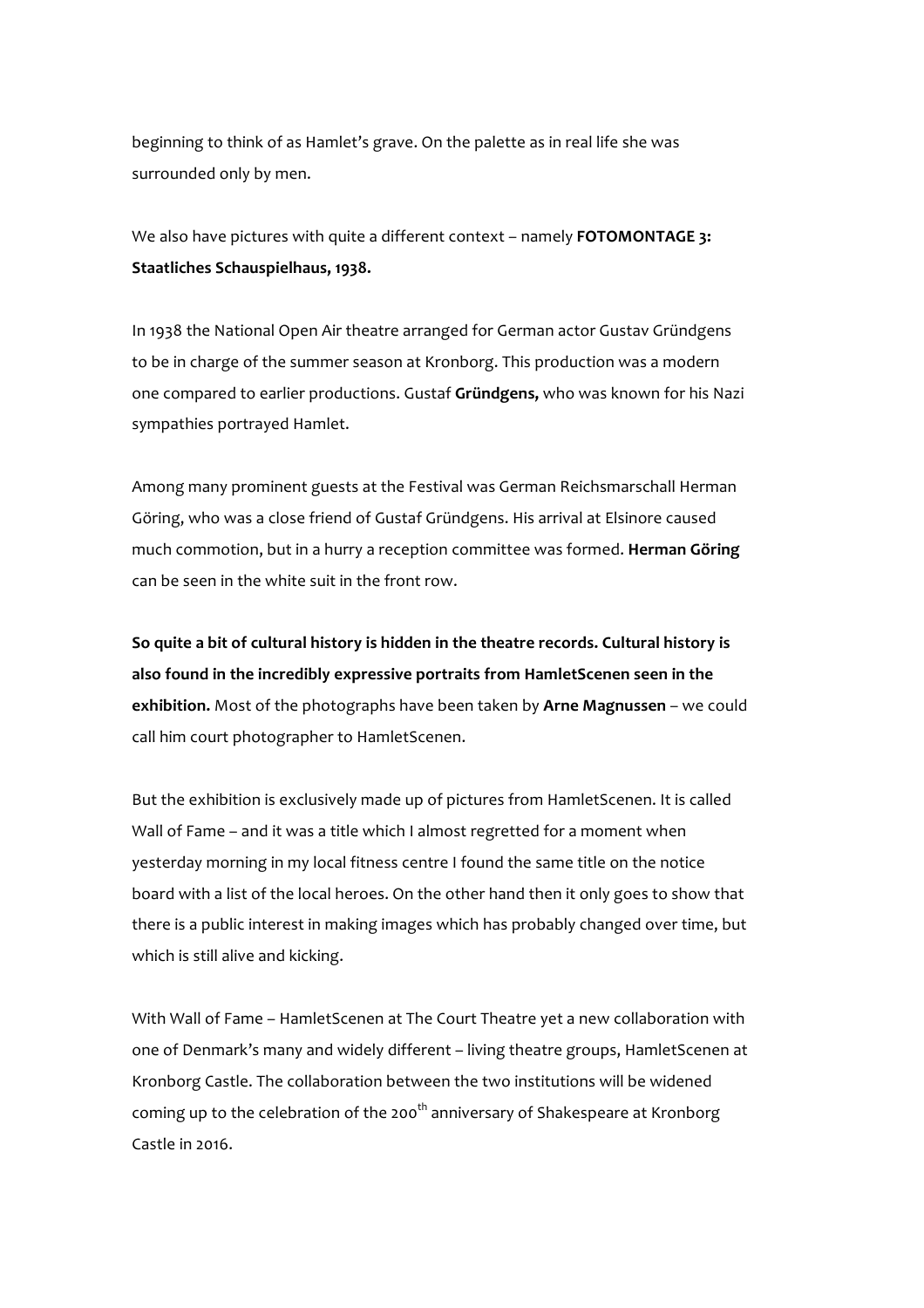beginning to think of as Hamlet's grave. On the palette as in real life she was surrounded only by men.

We also have pictures with quite a different context – namely **FOTOMONTAGE 3: Staatliches Schauspielhaus, 1938.**

In 1938 the National Open Air theatre arranged for German actor Gustav Gründgens to be in charge of the summer season at Kronborg. This production was a modern one compared to earlier productions. Gustaf **Gründgens,** who was known for his Nazi sympathies portrayed Hamlet.

Among many prominent guests at the Festival was German Reichsmarschall Herman Göring, who was a close friend of Gustaf Gründgens. His arrival at Elsinore caused much commotion, but in a hurry a reception committee was formed. **Herman Göring** can be seen in the white suit in the front row.

**So quite a bit of cultural history is hidden in the theatre records. Cultural history is also found in the incredibly expressive portraits from HamletScenen seen in the exhibition.** Most of the photographs have been taken by **Arne Magnussen** – we could call him court photographer to HamletScenen.

But the exhibition is exclusively made up of pictures from HamletScenen. It is called Wall of Fame – and it was a title which I almost regretted for a moment when yesterday morning in my local fitness centre I found the same title on the notice board with a list of the local heroes. On the other hand then it only goes to show that there is a public interest in making images which has probably changed over time, but which is still alive and kicking.

With Wall of Fame – HamletScenen at The Court Theatre yet a new collaboration with one of Denmark's many and widely different – living theatre groups, HamletScenen at Kronborg Castle. The collaboration between the two institutions will be widened coming up to the celebration of the 200th anniversary of Shakespeare at Kronborg Castle in 2016.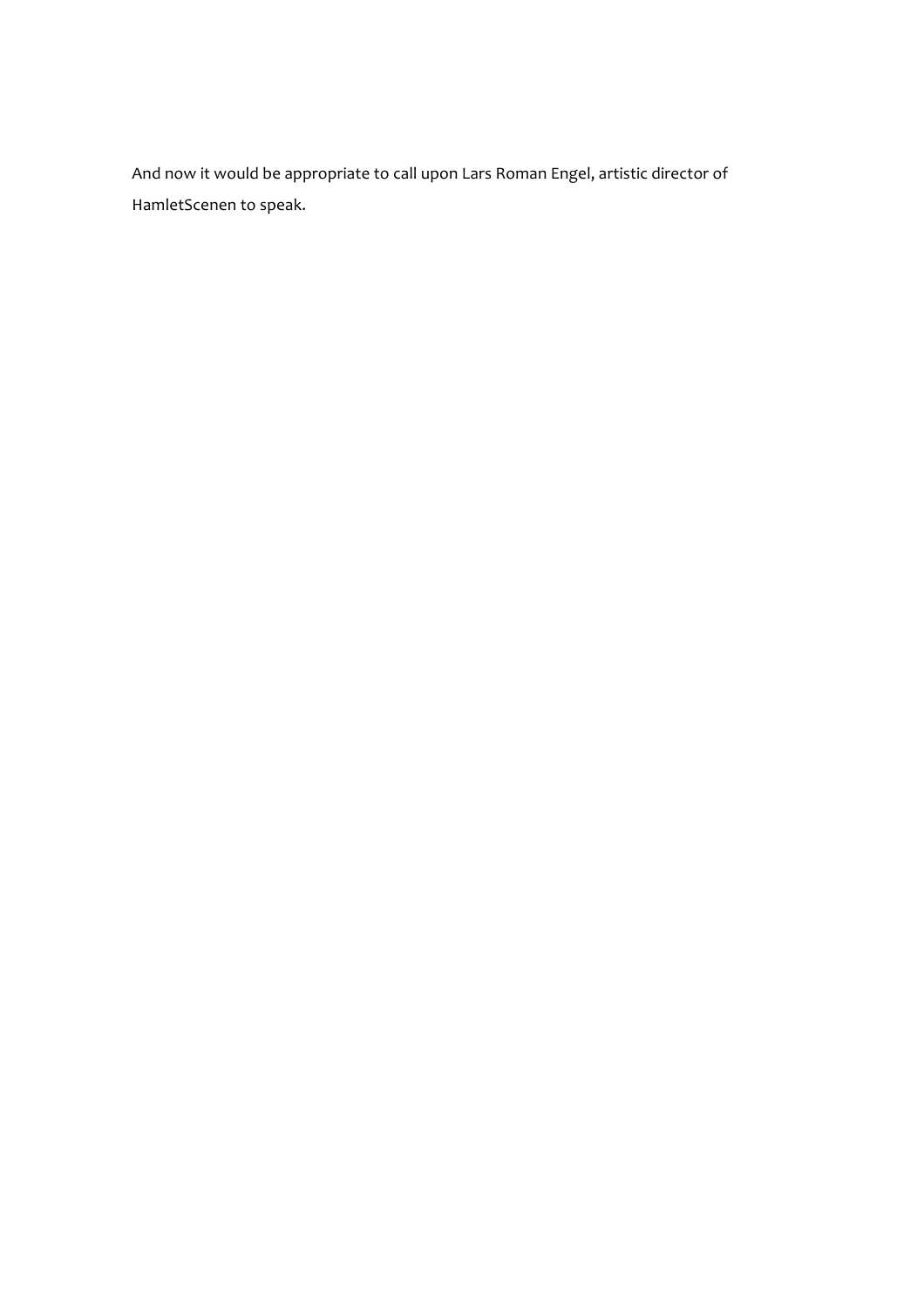And now it would be appropriate to call upon Lars Roman Engel, artistic director of HamletScenen to speak.